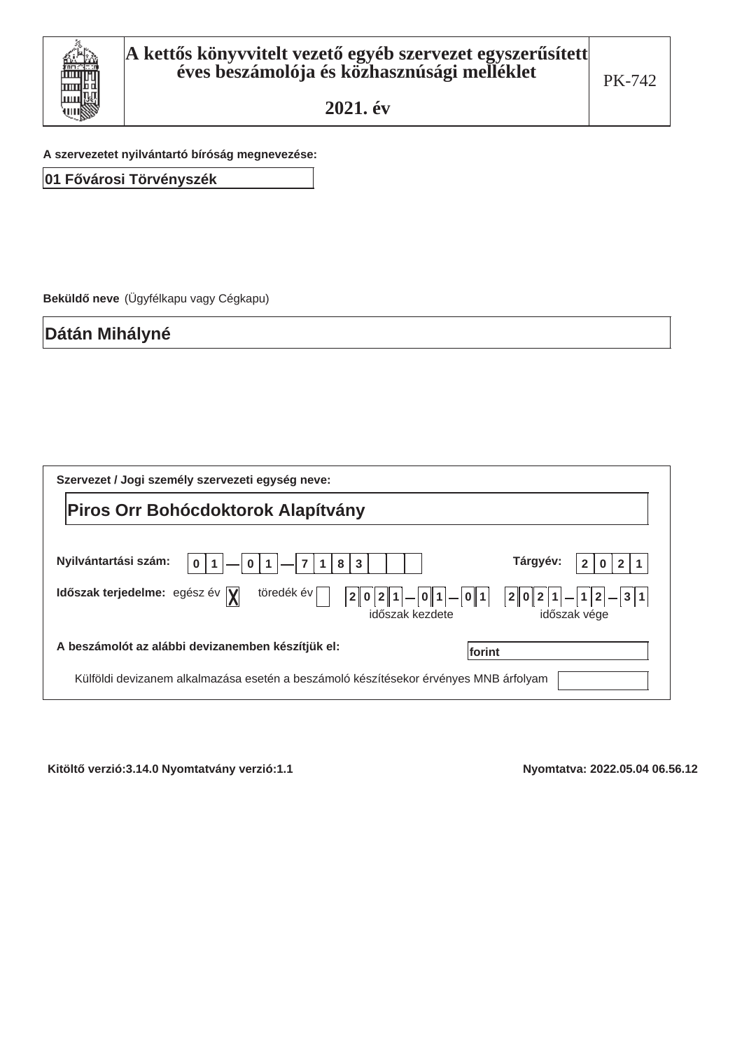# A kettős könyvvitelt vezető egyéb szervezet egyszerűsített éves beszámolója és közhasznúsági melléklet

## 2021. év

PK-742

**A szervezetet nyilvántartó bíróság megnevezése:**

01 Fővárosi Törvényszék

**Beküldő neve** (Ügyfélkapu vagy Cégkapu)

Dátán Mihályné

**Szervezet / Jogi személy szervezeti egység neve:**

Piros Orr Bohócdoktorok Alapítvány

**Nyilvántartási szám:** 01—01—7183

**Tárgyév:** 2021

**Időszak terjedelme:** egész év [X] töredék év [ ]

| | időszak kezdete | időszak vége |
|---|---|---|
| | 2021—01—01 | 2021—12—31 |

**A beszámolót az alábbi devizanemben készítjük el:** forint

Külföldi devizanem alkalmazása esetén a beszámoló készítésekor érvényes MNB árfolyam

**Kitöltő verzió:3.14.0 Nyomtatvány verzió:1.1**

**Nyomtatva: 2022.05.04 06.56.12**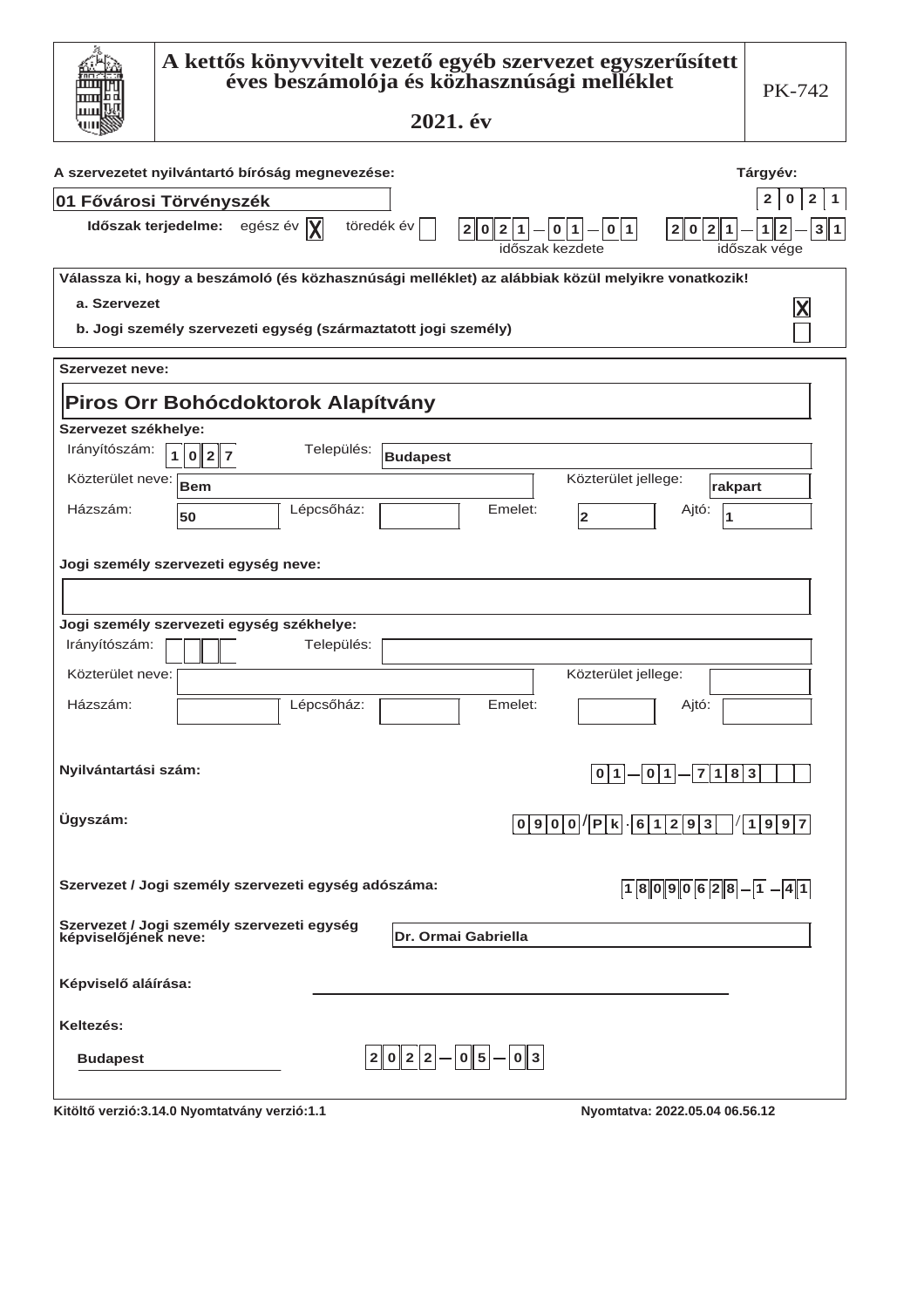# A kettős könyvvitelt vezető egyéb szervezet egyszerűsített éves beszámolója és közhasznúsági melléklet

## 2021. év

PK-742

**A szervezetet nyilvántartó bíróság megnevezése:** 01 Fővárosi Törvényszék

**Tárgyév:** 2021

**Időszak terjedelme:** egész év [X] töredék év [ ]

időszak kezdete: 2021-01-01 — időszak vége: 2021-12-31

**Válassza ki, hogy a beszámoló (és közhasznúsági melléklet) az alábbiak közül melyikre vonatkozik!**

- a. Szervezet [X]
- b. Jogi személy szervezeti egység (származtatott jogi személy) [ ]

**Szervezet neve:**

**Piros Orr Bohócdoktorok Alapítvány**

**Szervezet székhelye:**

| | | | | | |
|---|---|---|---|---|---|
| Irányítószám: | 1027 | Település: | Budapest | | |
| Közterület neve: | Bem | | | Közterület jellege: | rakpart |
| Házszám: | 50 | Lépcsőház: | | Emelet: | 2 |
| Ajtó: | 1 | | | | |

**Jogi személy szervezeti egység neve:**

**Jogi személy szervezeti egység székhelye:**

| | | | | | |
|---|---|---|---|---|---|
| Irányítószám: | | Település: | | | |
| Közterület neve: | | | | Közterület jellege: | |
| Házszám: | | Lépcsőház: | | Emelet: | |
| Ajtó: | | | | | |

**Nyilvántartási szám:** 01-01-7183

**Ügyszám:** 0900/Pk.61293/1997

**Szervezet / Jogi személy szervezeti egység adószáma:** 18090628-1-41

**Szervezet / Jogi személy szervezeti egység képviselőjének neve:** Dr. Ormai Gabriella

**Képviselő aláírása:**

**Keltezés:**

Budapest 2022-05-03

Kitöltő verzió:3.14.0 Nyomtatvány verzió:1.1 — Nyomtatva: 2022.05.04 06.56.12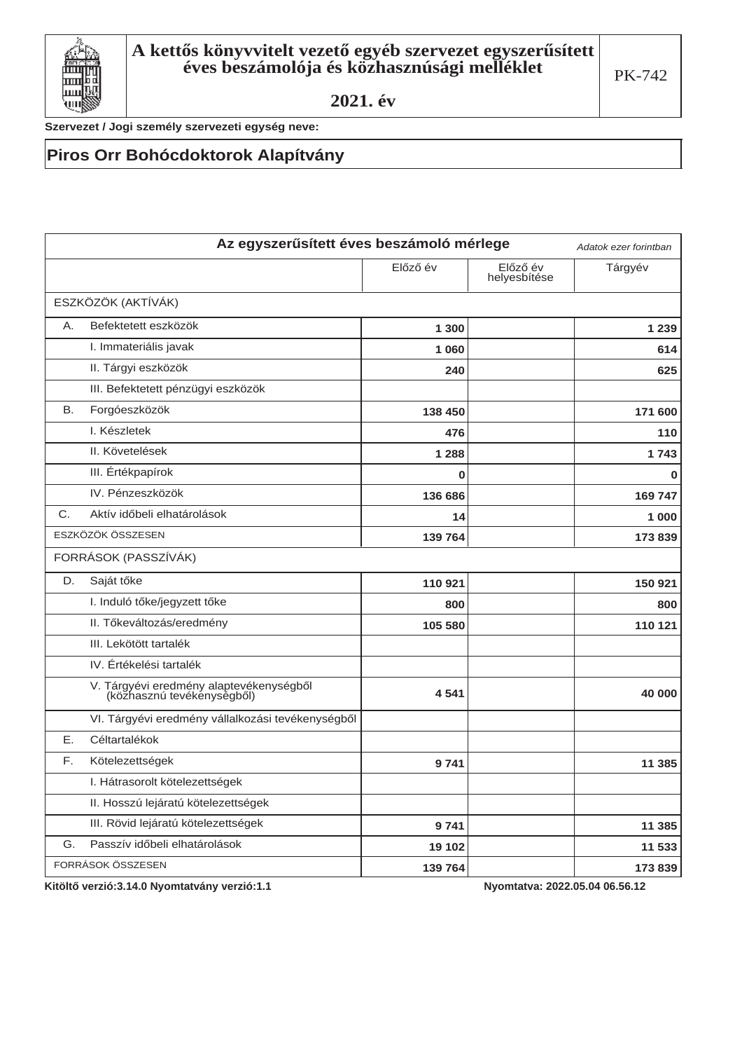# A kettős könyvvitelt vezető egyéb szervezet egyszerűsített éves beszámolója és közhasznúsági melléklet

PK-742

**2021. év**

**Szervezet / Jogi személy szervezeti egység neve:**

**Piros Orr Bohócdoktorok Alapítvány**

## Az egyszerűsített éves beszámoló mérlege

*Adatok ezer forintban*

| | Előző év | Előző év helyesbítése | Tárgyév |
|---|---|---|---|
| ESZKÖZÖK (AKTÍVÁK) | | | |
| A. Befektetett eszközök | 1 300 | | 1 239 |
| I. Immateriális javak | 1 060 | | 614 |
| II. Tárgyi eszközök | 240 | | 625 |
| III. Befektetett pénzügyi eszközök | | | |
| B. Forgóeszközök | 138 450 | | 171 600 |
| I. Készletek | 476 | | 110 |
| II. Követelések | 1 288 | | 1 743 |
| III. Értékpapírok | 0 | | 0 |
| IV. Pénzeszközök | 136 686 | | 169 747 |
| C. Aktív időbeli elhatárolások | 14 | | 1 000 |
| ESZKÖZÖK ÖSSZESEN | 139 764 | | 173 839 |
| FORRÁSOK (PASSZÍVÁK) | | | |
| D. Saját tőke | 110 921 | | 150 921 |
| I. Induló tőke/jegyzett tőke | 800 | | 800 |
| II. Tőkeváltozás/eredmény | 105 580 | | 110 121 |
| III. Lekötött tartalék | | | |
| IV. Értékelési tartalék | | | |
| V. Tárgyévi eredmény alaptevékenységből (közhasznú tevékenységből) | 4 541 | | 40 000 |
| VI. Tárgyévi eredmény vállalkozási tevékenységből | | | |
| E. Céltartalékok | | | |
| F. Kötelezettségek | 9 741 | | 11 385 |
| I. Hátrasorolt kötelezettségek | | | |
| II. Hosszú lejáratú kötelezettségek | | | |
| III. Rövid lejáratú kötelezettségek | 9 741 | | 11 385 |
| G. Passzív időbeli elhatárolások | 19 102 | | 11 533 |
| FORRÁSOK ÖSSZESEN | 139 764 | | 173 839 |

**Kitöltő verzió:3.14.0 Nyomtatvány verzió:1.1** **Nyomtatva: 2022.05.04 06.56.12**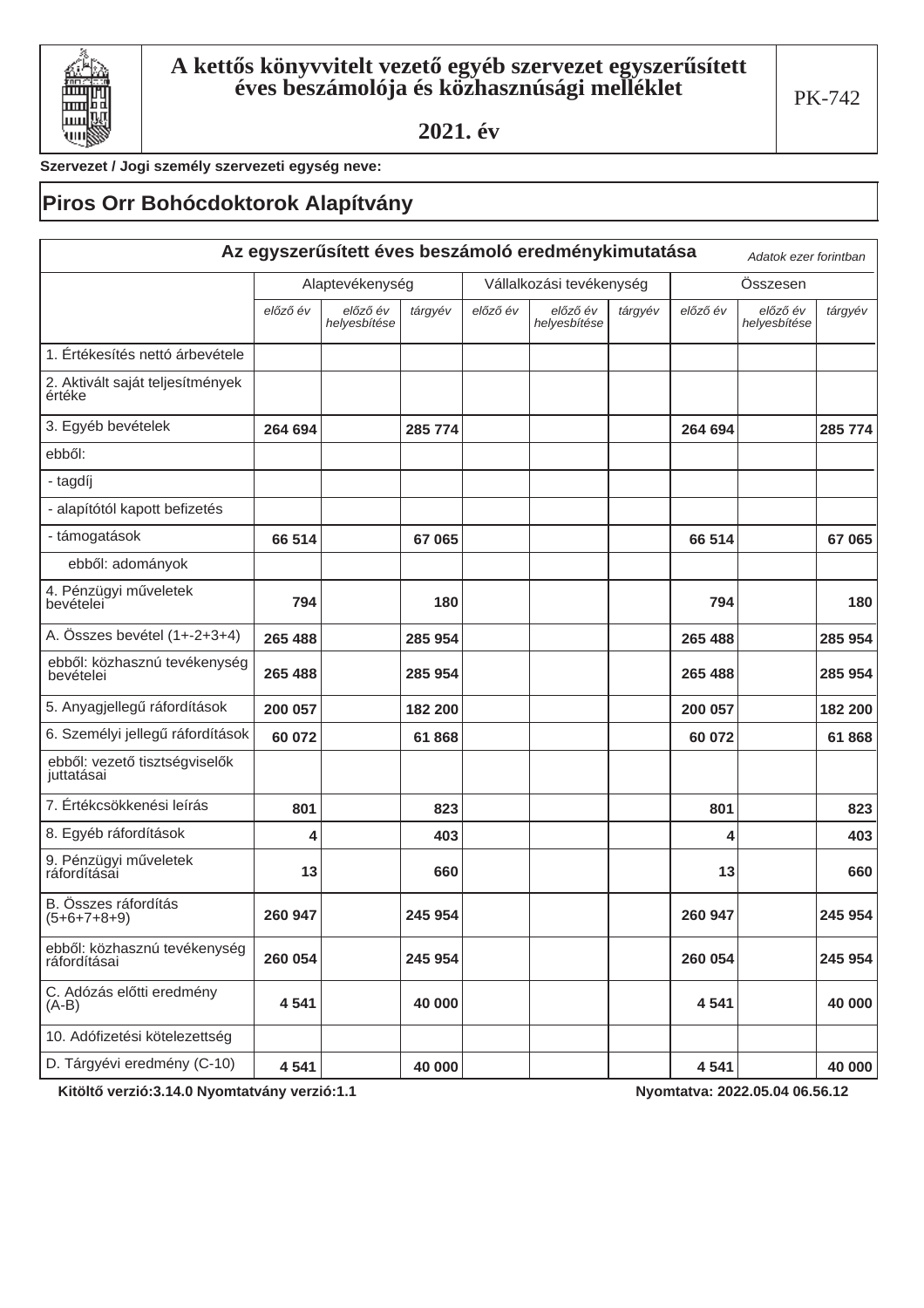# A kettős könyvvitelt vezető egyéb szervezet egyszerűsített éves beszámolója és közhasznúsági melléklet

## 2021. év

PK-742

**Szervezet / Jogi személy szervezeti egység neve:**

## Piros Orr Bohócdoktorok Alapítvány

### Az egyszerűsített éves beszámoló eredménykimutatása

*Adatok ezer forintban*

| | Alaptevékenység | | | Vállalkozási tevékenység | | | Összesen | | |
|---|---|---|---|---|---|---|---|---|---|
| | *előző év* | *előző év helyesbítése* | *tárgyév* | *előző év* | *előző év helyesbítése* | *tárgyév* | *előző év* | *előző év helyesbítése* | *tárgyév* |
| 1. Értékesítés nettó árbevétele | | | | | | | | | |
| 2. Aktivált saját teljesítmények értéke | | | | | | | | | |
| 3. Egyéb bevételek | 264 694 | | 285 774 | | | | 264 694 | | 285 774 |
| ebből: | | | | | | | | | |
| - tagdíj | | | | | | | | | |
| - alapítótól kapott befizetés | | | | | | | | | |
| - támogatások | 66 514 | | 67 065 | | | | 66 514 | | 67 065 |
| ebből: adományok | | | | | | | | | |
| 4. Pénzügyi műveletek bevételei | 794 | | 180 | | | | 794 | | 180 |
| A. Összes bevétel (1+-2+3+4) | 265 488 | | 285 954 | | | | 265 488 | | 285 954 |
| ebből: közhasznú tevékenység bevételei | 265 488 | | 285 954 | | | | 265 488 | | 285 954 |
| 5. Anyagjellegű ráfordítások | 200 057 | | 182 200 | | | | 200 057 | | 182 200 |
| 6. Személyi jellegű ráfordítások | 60 072 | | 61 868 | | | | 60 072 | | 61 868 |
| ebből: vezető tisztségviselők juttatásai | | | | | | | | | |
| 7. Értékcsökkenési leírás | 801 | | 823 | | | | 801 | | 823 |
| 8. Egyéb ráfordítások | 4 | | 403 | | | | 4 | | 403 |
| 9. Pénzügyi műveletek ráfordításai | 13 | | 660 | | | | 13 | | 660 |
| B. Összes ráfordítás (5+6+7+8+9) | 260 947 | | 245 954 | | | | 260 947 | | 245 954 |
| ebből: közhasznú tevékenység ráfordításai | 260 054 | | 245 954 | | | | 260 054 | | 245 954 |
| C. Adózás előtti eredmény (A-B) | 4 541 | | 40 000 | | | | 4 541 | | 40 000 |
| 10. Adófizetési kötelezettség | | | | | | | | | |
| D. Tárgyévi eredmény (C-10) | 4 541 | | 40 000 | | | | 4 541 | | 40 000 |

**Kitöltő verzió:3.14.0 Nyomtatvány verzió:1.1** **Nyomtatva: 2022.05.04 06.56.12**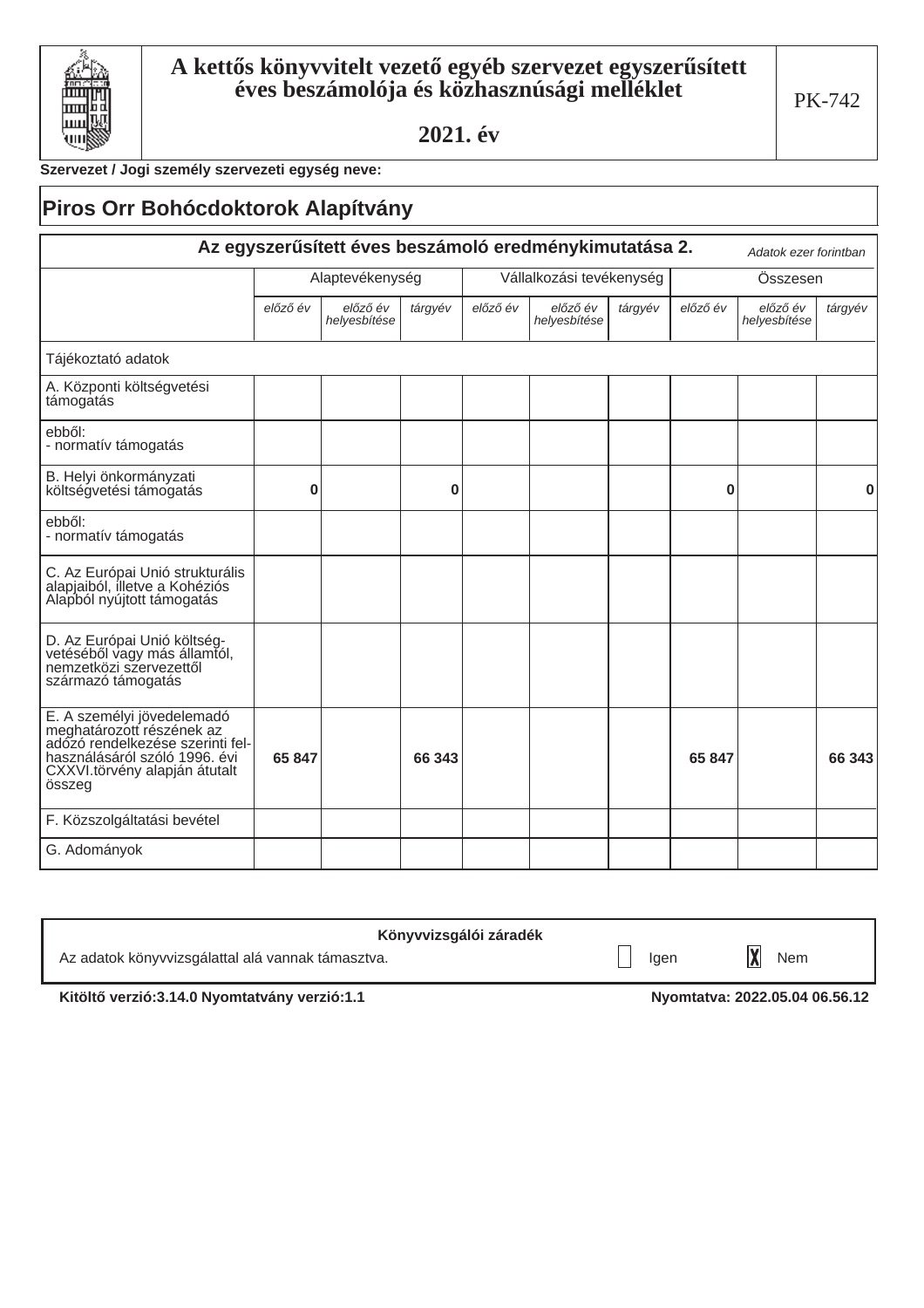# A kettős könyvvitelt vezető egyéb szervezet egyszerűsített éves beszámolója és közhasznúsági melléklet

**2021. év**

PK-742

**Szervezet / Jogi személy szervezeti egység neve:**

## Piros Orr Bohócdoktorok Alapítvány

### Az egyszerűsített éves beszámoló eredménykimutatása 2.

*Adatok ezer forintban*

| | Alaptevékenység | | | Vállalkozási tevékenység | | | Összesen | | |
|---|---|---|---|---|---|---|---|---|---|
| | *előző év* | *előző év helyesbítése* | *tárgyév* | *előző év* | *előző év helyesbítése* | *tárgyév* | *előző év* | *előző év helyesbítése* | *tárgyév* |
| Tájékoztató adatok | | | | | | | | | |
| A. Központi költségvetési támogatás | | | | | | | | | |
| ebből: - normatív támogatás | | | | | | | | | |
| B. Helyi önkormányzati költségvetési támogatás | 0 | | 0 | | | | 0 | | 0 |
| ebből: - normatív támogatás | | | | | | | | | |
| C. Az Európai Unió strukturális alapjaiból, illetve a Kohéziós Alapból nyújtott támogatás | | | | | | | | | |
| D. Az Európai Unió költségvetéséből vagy más államtól, nemzetközi szervezettől származó támogatás | | | | | | | | | |
| E. A személyi jövedelemadó meghatározott részének az adózó rendelkezése szerinti felhasználásáról szóló 1996. évi CXXVI.törvény alapján átutalt összeg | 65 847 | | 66 343 | | | | 65 847 | | 66 343 |
| F. Közszolgáltatási bevétel | | | | | | | | | |
| G. Adományok | | | | | | | | | |

**Könyvvizsgálói záradék**

Az adatok könyvvizsgálattal alá vannak támasztva. ☐ Igen ☒ Nem

**Kitöltő verzió:3.14.0 Nyomtatvány verzió:1.1** **Nyomtatva: 2022.05.04 06.56.12**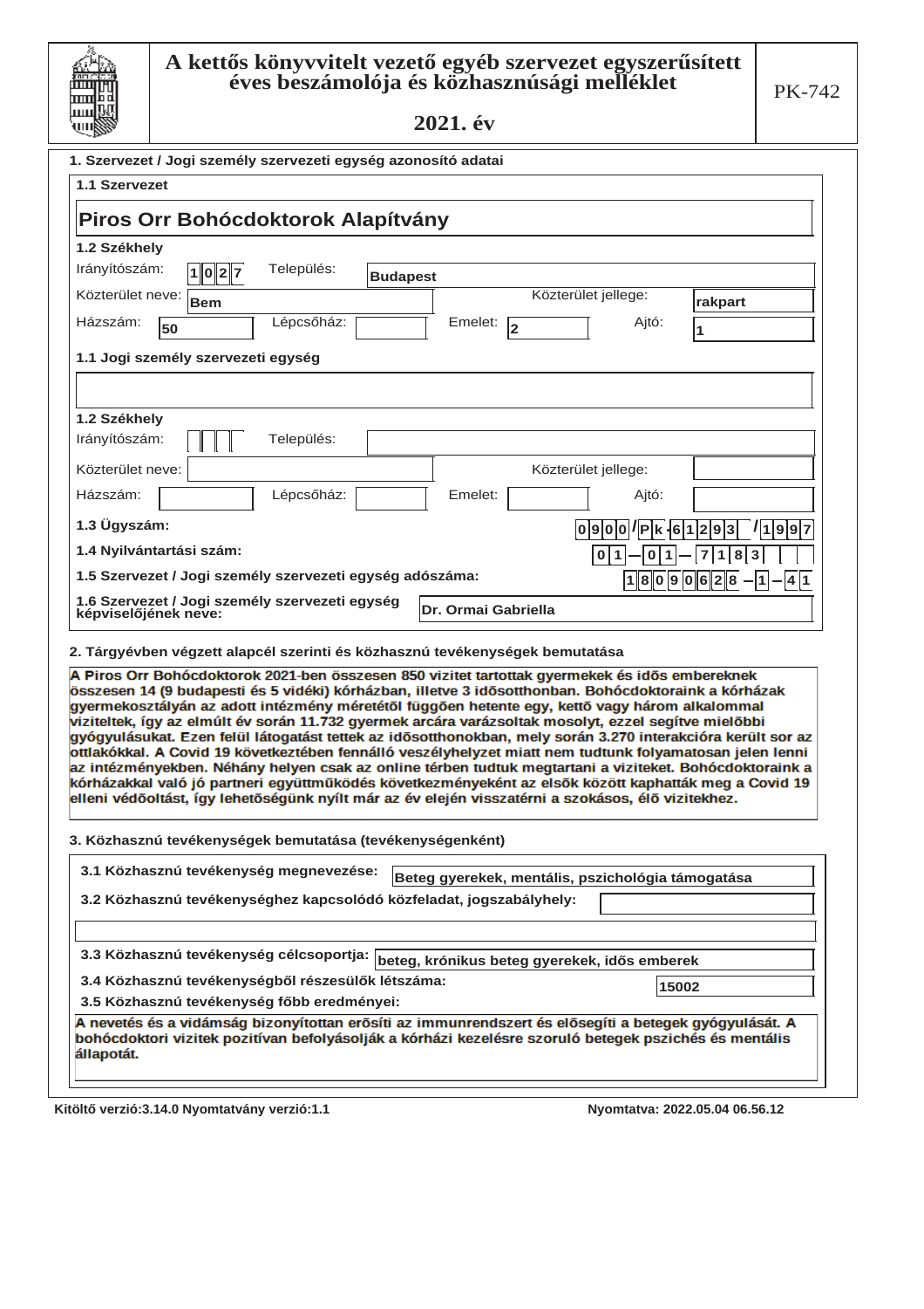# A kettős könyvvitelt vezető egyéb szervezet egyszerűsített éves beszámolója és közhasznúsági melléklet

## 2021. év

PK-742

### 1. Szervezet / Jogi személy szervezeti egység azonosító adatai

**1.1 Szervezet**

Piros Orr Bohócdoktorok Alapítvány

**1.2 Székhely**

Irányítószám: 1027 Település: Budapest

Közterület neve: Bem Közterület jellege: rakpart

Házszám: 50 Lépcsőház: Emelet: 2 Ajtó: 1

**1.1 Jogi személy szervezeti egység**

**1.2 Székhely**

Irányítószám: Település:

Közterület neve: Közterület jellege:

Házszám: Lépcsőház: Emelet: Ajtó:

**1.3 Ügyszám:** 0900/Pk-61293/1997

**1.4 Nyilvántartási szám:** 01-01-7183

**1.5 Szervezet / Jogi személy szervezeti egység adószáma:** 18090628-1-41

**1.6 Szervezet / Jogi személy szervezeti egység képviselőjének neve:** Dr. Ormai Gabriella

### 2. Tárgyévben végzett alapcél szerinti és közhasznú tevékenységek bemutatása

A Piros Orr Bohócdoktorok 2021-ben összesen 850 vizitet tartottak gyermekek és idős embereknek összesen 14 (9 budapesti és 5 vidéki) kórházban, illetve 3 idősotthonban. Bohócdoktoraink a kórházak gyermekosztályán az adott intézmény méretétől függően hetente egy, kettő vagy három alkalommal viziteltek, így az elmúlt év során 11.732 gyermek arcára varázsoltak mosolyt, ezzel segítve mielőbbi gyógyulásukat. Ezen felül látogatást tettek az idősotthonokban, mely során 3.270 interakcióra került sor az ottlakókkal. A Covid 19 következtében fennálló veszélyhelyzet miatt nem tudtunk folyamatosan jelen lenni az intézményekben. Néhány helyen csak az online térben tudtuk megtartani a viziteket. Bohócdoktoraink a kórházakkal való jó partneri együttműködés következményeként az elsők között kaphatták meg a Covid 19 elleni védőoltást, így lehetőségünk nyílt már az év elején visszatérni a szokásos, élő vizitekhez.

### 3. Közhasznú tevékenységek bemutatása (tevékenységenként)

**3.1 Közhasznú tevékenység megnevezése:** Beteg gyerekek, mentális, pszichológia támogatása

**3.2 Közhasznú tevékenységhez kapcsolódó közfeladat, jogszabályhely:**

**3.3 Közhasznú tevékenység célcsoportja:** beteg, krónikus beteg gyerekek, idős emberek

**3.4 Közhasznú tevékenységből részesülők létszáma:** 15002

**3.5 Közhasznú tevékenység főbb eredményei:**

A nevetés és a vidámság bizonyítottan erősíti az immunrendszert és elősegíti a betegek gyógyulását. A bohócdoktori vizitek pozitívan befolyásolják a kórházi kezelésre szoruló betegek pszichés és mentális állapotát.

Kitöltő verzió:3.14.0 Nyomtatvány verzió:1.1 Nyomtatva: 2022.05.04 06.56.12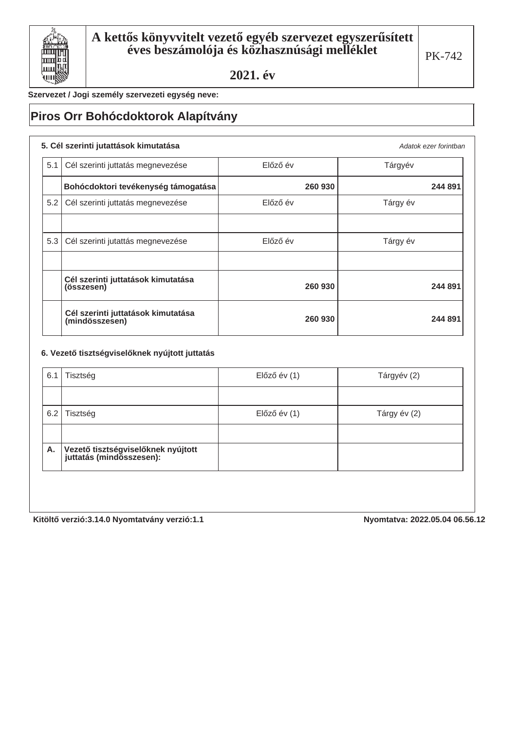# A kettős könyvvitelt vezető egyéb szervezet egyszerűsített éves beszámolója és közhasznúsági melléklet

PK-742

## 2021. év

**Szervezet / Jogi személy szervezeti egység neve:**

## Piros Orr Bohócdoktorok Alapítvány

### 5. Cél szerinti jutattások kimutatása

*Adatok ezer forintban*

| 5.1 | Cél szerinti juttatás megnevezése | Előző év | Tárgyév |
|---|---|---|---|
| | **Bohócdoktori tevékenység támogatása** | **260 930** | **244 891** |
| 5.2 | Cél szerinti juttatás megnevezése | Előző év | Tárgy év |
| | | | |
| 5.3 | Cél szerinti jutattás megnevezése | Előző év | Tárgy év |
| | | | |
| | **Cél szerinti juttatások kimutatása (összesen)** | **260 930** | **244 891** |
| | **Cél szerinti juttatások kimutatása (mindösszesen)** | **260 930** | **244 891** |

### 6. Vezető tisztségviselőknek nyújtott juttatás

| 6.1 | Tisztség | Előző év (1) | Tárgyév (2) |
|---|---|---|---|
| | | | |
| 6.2 | Tisztség | Előző év (1) | Tárgy év (2) |
| | | | |
| **A.** | **Vezető tisztségviselőknek nyújtott juttatás (mindösszesen):** | | |

**Kitöltő verzió:3.14.0 Nyomtatvány verzió:1.1** **Nyomtatva: 2022.05.04 06.56.12**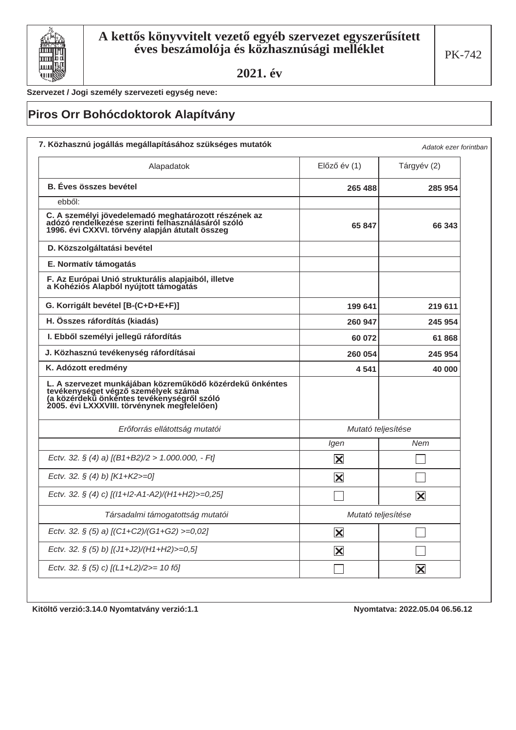# A kettős könyvvitelt vezető egyéb szervezet egyszerűsített éves beszámolója és közhasznúsági melléklet

**2021. év**

PK-742

**Szervezet / Jogi személy szervezeti egység neve:**

## Piros Orr Bohócdoktorok Alapítvány

### 7. Közhasznú jogállás megállapításához szükséges mutatók

*Adatok ezer forintban*

| Alapadatok | Előző év (1) | Tárgyév (2) |
|---|---|---|
| **B. Éves összes bevétel** | **265 488** | **285 954** |
| ebből: | | |
| **C. A személyi jövedelemadó meghatározott részének az adózó rendelkezése szerinti felhasználásáról szóló 1996. évi CXXVI. törvény alapján átutalt összeg** | **65 847** | **66 343** |
| **D. Közszolgáltatási bevétel** | | |
| **E. Normatív támogatás** | | |
| **F. Az Európai Unió strukturális alapjaiból, illetve a Kohéziós Alapból nyújtott támogatás** | | |
| **G. Korrigált bevétel [B-(C+D+E+F)]** | **199 641** | **219 611** |
| **H. Összes ráfordítás (kiadás)** | **260 947** | **245 954** |
| **I. Ebből személyi jellegű ráfordítás** | **60 072** | **61 868** |
| **J. Közhasznú tevékenység ráfordításai** | **260 054** | **245 954** |
| **K. Adózott eredmény** | **4 541** | **40 000** |
| **L. A szervezet munkájában közreműködő közérdekű önkéntes tevékenységet végző személyek száma (a közérdekű önkéntes tevékenységről szóló 2005. évi LXXXVIII. törvénynek megfelelően)** | | |

| *Erőforrás ellátottság mutatói* | *Mutató teljesítése* | |
|---|---|---|
| | *Igen* | *Nem* |
| *Ectv. 32. § (4) a) [(B1+B2)/2 > 1.000.000, - Ft]* | ☒ | ☐ |
| *Ectv. 32. § (4) b) [K1+K2>=0]* | ☒ | ☐ |
| *Ectv. 32. § (4) c) [(I1+I2-A1-A2)/(H1+H2)>=0,25]* | ☐ | ☒ |
| ***Társadalmi támogatottság mutatói*** | ***Mutató teljesítése*** | |
| *Ectv. 32. § (5) a) [(C1+C2)/(G1+G2) >=0,02]* | ☒ | ☐ |
| *Ectv. 32. § (5) b) [(J1+J2)/(H1+H2)>=0,5]* | ☒ | ☐ |
| *Ectv. 32. § (5) c) [(L1+L2)/2>= 10 fő]* | ☐ | ☒ |

**Kitöltő verzió:3.14.0 Nyomtatvány verzió:1.1** **Nyomtatva: 2022.05.04 06.56.12**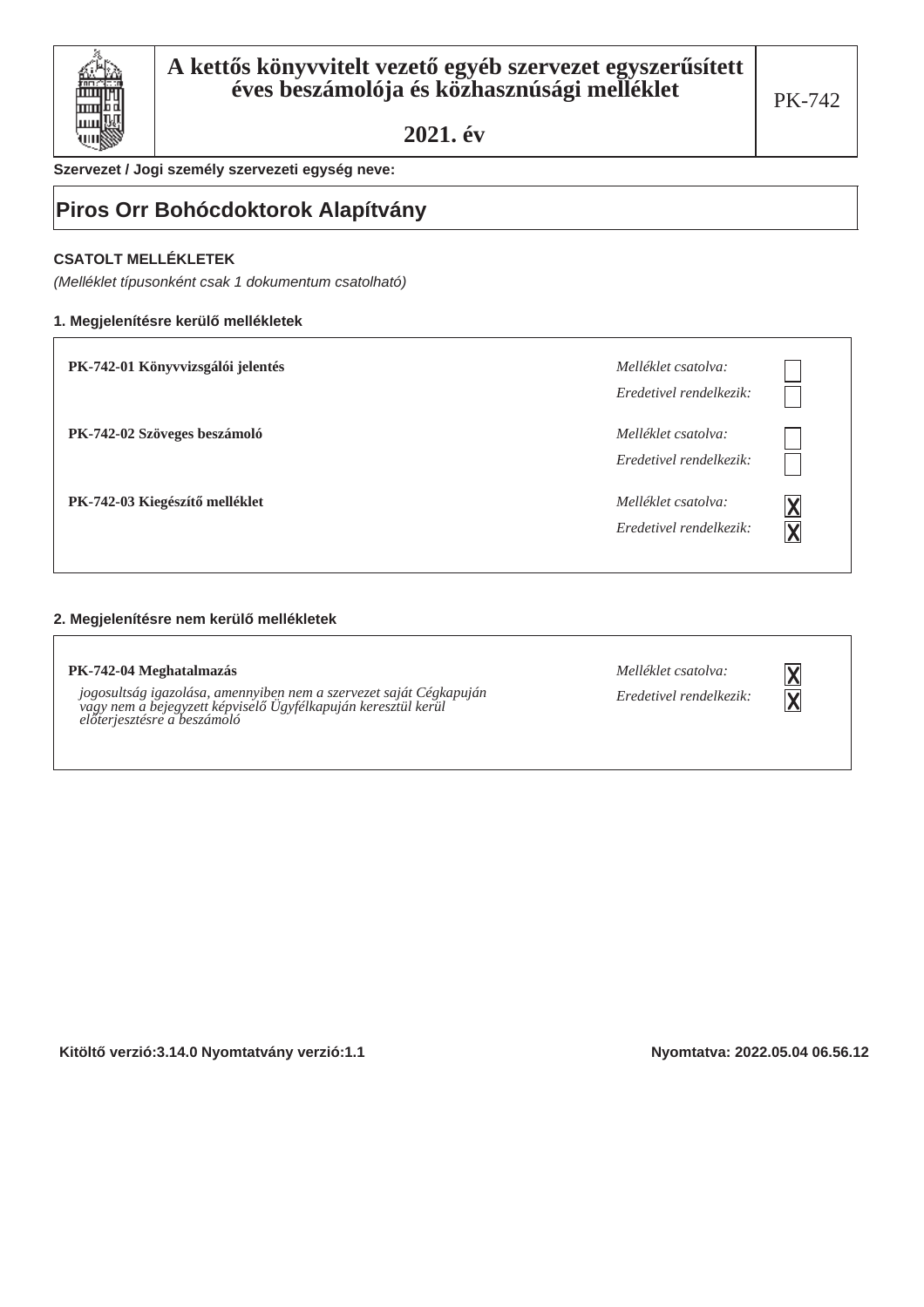# A kettős könyvvitelt vezető egyéb szervezet egyszerűsített éves beszámolója és közhasznúsági melléklet

**2021. év**

PK-742

**Szervezet / Jogi személy szervezeti egység neve:**

## Piros Orr Bohócdoktorok Alapítvány

**CSATOLT MELLÉKLETEK**

*(Melléklet típusonként csak 1 dokumentum csatolható)*

**1. Megjelenítésre kerülő mellékletek**

| | | |
|---|---|---|
| **PK-742-01 Könyvvizsgálói jelentés** | *Melléklet csatolva:* | ☐ |
| | *Eredetivel rendelkezik:* | ☐ |
| **PK-742-02 Szöveges beszámoló** | *Melléklet csatolva:* | ☐ |
| | *Eredetivel rendelkezik:* | ☐ |
| **PK-742-03 Kiegészítő melléklet** | *Melléklet csatolva:* | X |
| | *Eredetivel rendelkezik:* | X |

**2. Megjelenítésre nem kerülő mellékletek**

| | | |
|---|---|---|
| **PK-742-04 Meghatalmazás** *jogosultság igazolása, amennyiben nem a szervezet saját Cégkapuján vagy nem a bejegyzett képviselő Ügyfélkapuján keresztül kerül előterjesztésre a beszámoló* | *Melléklet csatolva:* | X |
| | *Eredetivel rendelkezik:* | X |

**Kitöltő verzió:3.14.0 Nyomtatvány verzió:1.1**

**Nyomtatva: 2022.05.04 06.56.12**